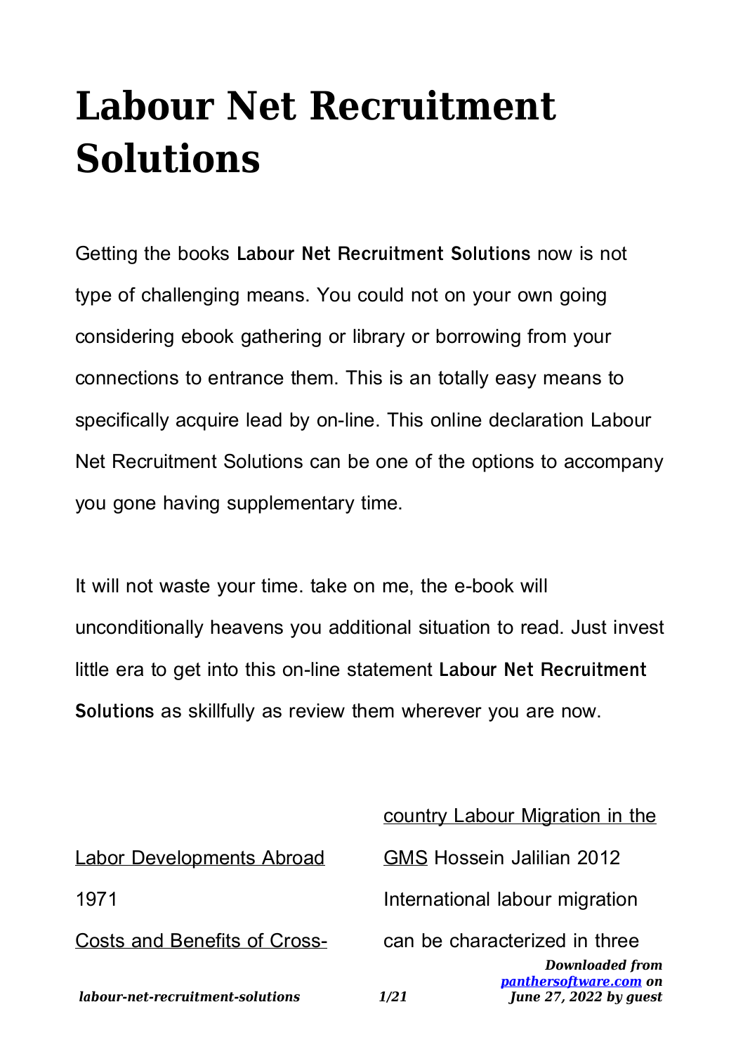# Labour Net Recruitment Solutions

Getting the books **Labour Net Recruitment Solutions** now is not type of challenging means. You could not on your own going considering ebook gathering or library or borrowing from your connections to entrance them. This is an totally easy means to specifically acquire lead by on-line. This online declaration Labour Net Recruitment Solutions can be one of the options to accompany you gone having supplementary time.

It will not waste your time. take on me, the e-book will unconditionally heavens you additional situation to read. Just invest little era to get into this on-line statement **Labour Net Recruitment Solutions** as skillfully as review them wherever you are now.

Labor Developments Abroad 1971

Costs and Benefits of Cross-country Labour Migration in the GMS Hossein Jalilian 2012 International labour migration can be characterized in three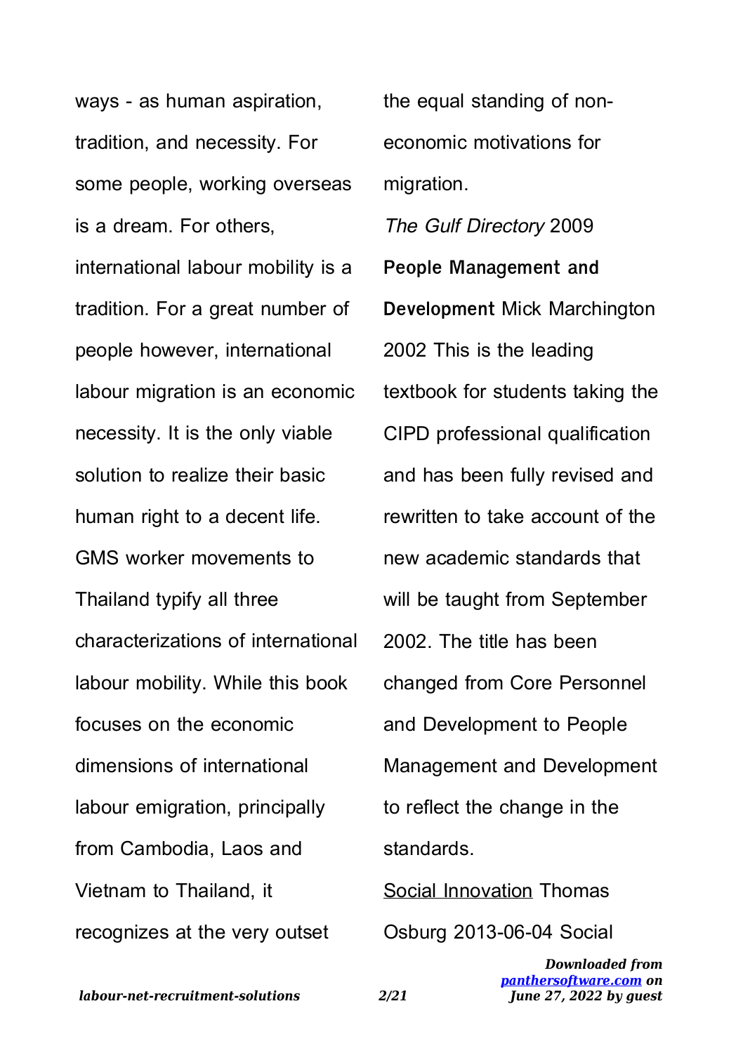ways - as human aspiration, tradition, and necessity. For some people, working overseas is a dream. For others, international labour mobility is a tradition. For a great number of people however, international labour migration is an economic necessity. It is the only viable solution to realize their basic human right to a decent life. GMS worker movements to Thailand typify all three characterizations of international labour mobility. While this book focuses on the economic dimensions of international labour emigration, principally from Cambodia, Laos and Vietnam to Thailand, it recognizes at the very outset the equal standing of non-economic motivations for migration.

*The Gulf Directory* 2009

**People Management and Development** Mick Marchington 2002 This is the leading textbook for students taking the CIPD professional qualification and has been fully revised and rewritten to take account of the new academic standards that will be taught from September 2002. The title has been changed from Core Personnel and Development to People Management and Development to reflect the change in the standards.

Social Innovation Thomas Osburg 2013-06-04 Social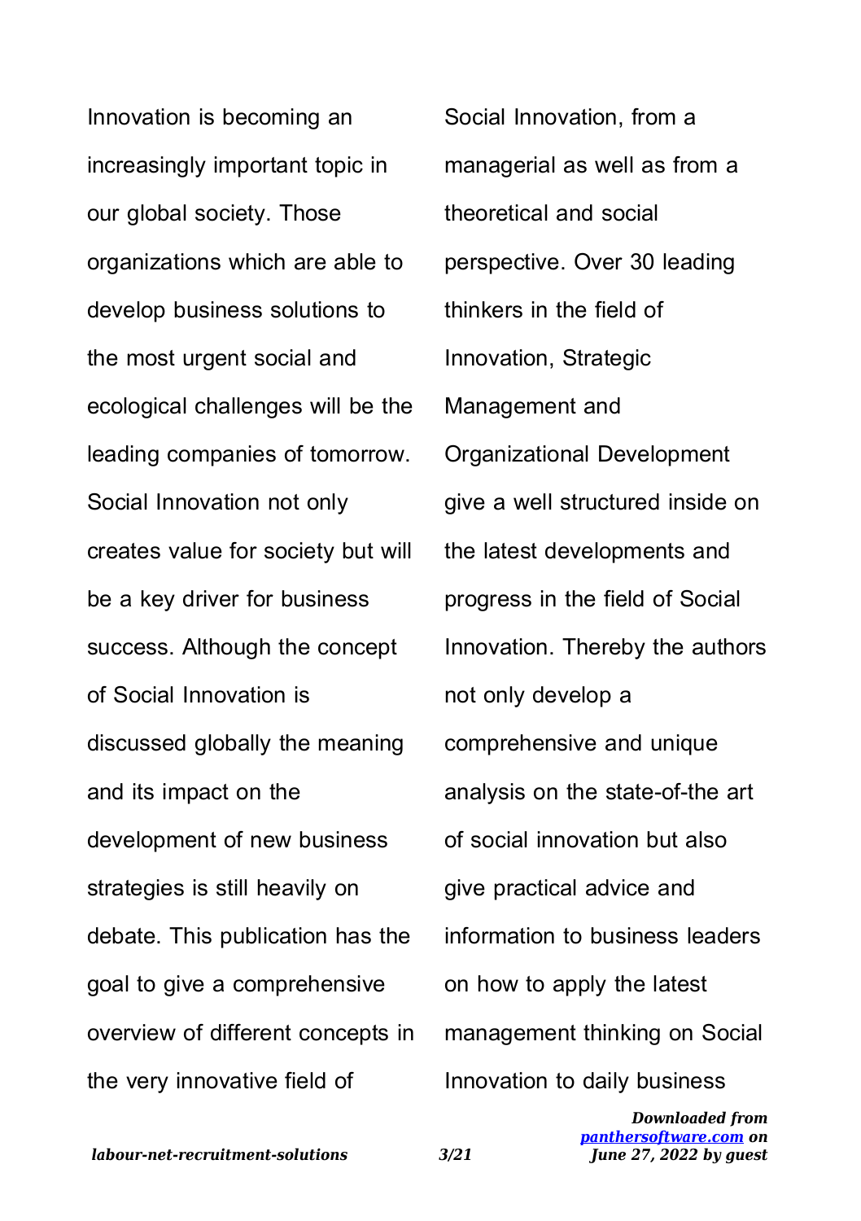Innovation is becoming an increasingly important topic in our global society. Those organizations which are able to develop business solutions to the most urgent social and ecological challenges will be the leading companies of tomorrow. Social Innovation not only creates value for society but will be a key driver for business success. Although the concept of Social Innovation is discussed globally the meaning and its impact on the development of new business strategies is still heavily on debate. This publication has the goal to give a comprehensive overview of different concepts in the very innovative field of Social Innovation, from a managerial as well as from a theoretical and social perspective. Over 30 leading thinkers in the field of Innovation, Strategic Management and Organizational Development give a well structured inside on the latest developments and progress in the field of Social Innovation. Thereby the authors not only develop a comprehensive and unique analysis on the state-of-the art of social innovation but also give practical advice and information to business leaders on how to apply the latest management thinking on Social Innovation to daily business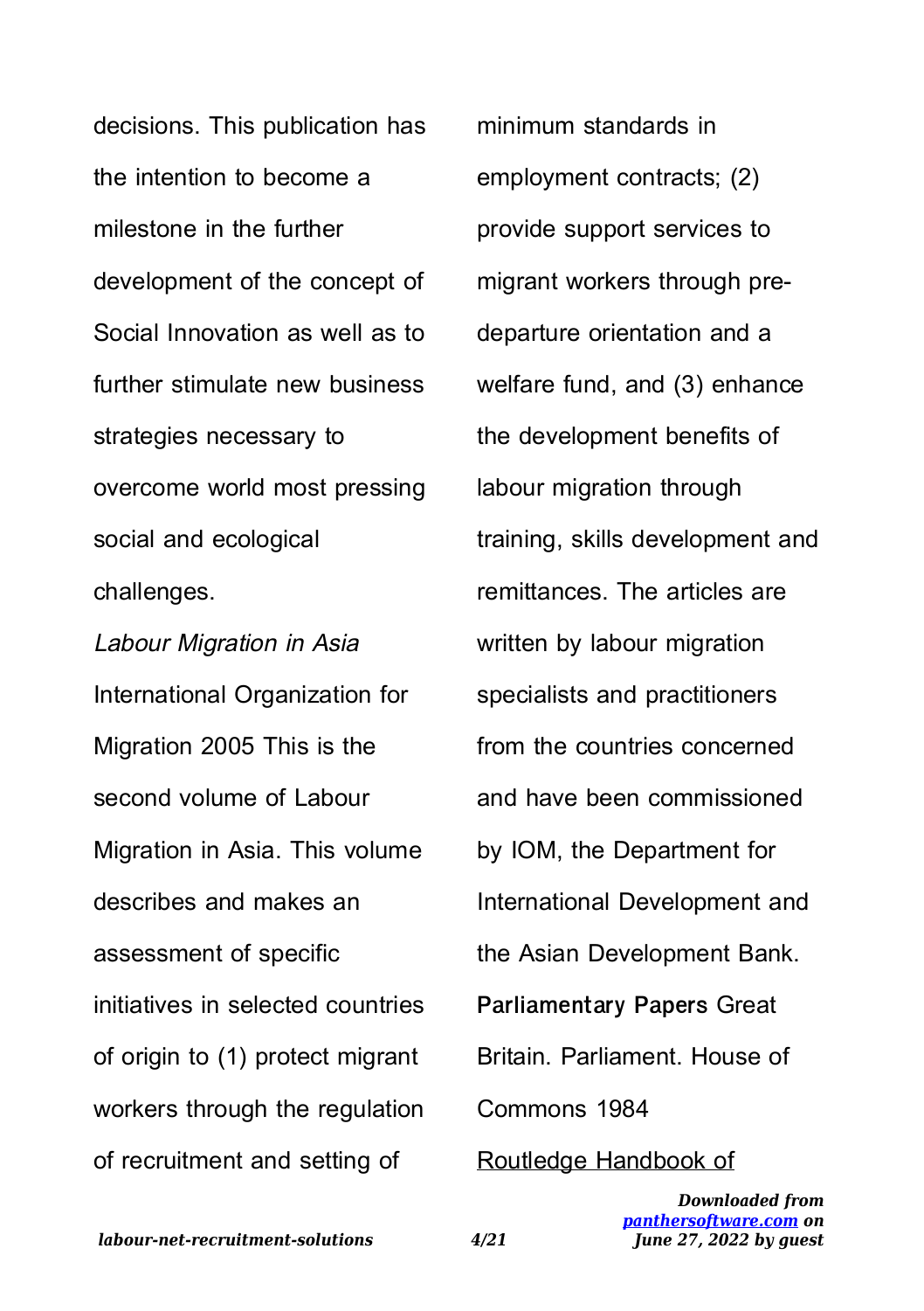decisions. This publication has the intention to become a milestone in the further development of the concept of Social Innovation as well as to further stimulate new business strategies necessary to overcome world most pressing social and ecological challenges.

*Labour Migration in Asia* International Organization for Migration 2005 This is the second volume of Labour Migration in Asia. This volume describes and makes an assessment of specific initiatives in selected countries of origin to (1) protect migrant workers through the regulation of recruitment and setting of minimum standards in employment contracts; (2) provide support services to migrant workers through pre-departure orientation and a welfare fund, and (3) enhance the development benefits of labour migration through training, skills development and remittances. The articles are written by labour migration specialists and practitioners from the countries concerned and have been commissioned by IOM, the Department for International Development and the Asian Development Bank.

**Parliamentary Papers** Great Britain. Parliament. House of Commons 1984

Routledge Handbook of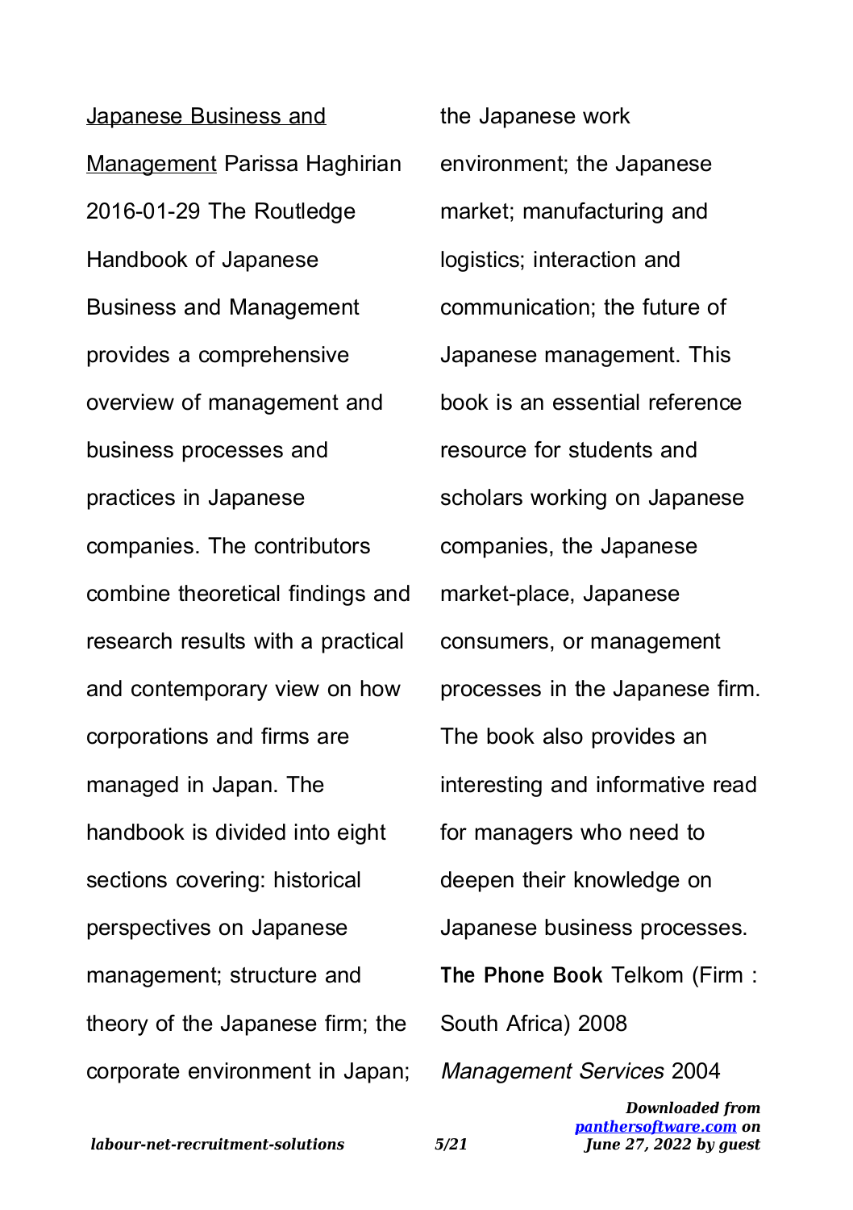Japanese Business and Management Parissa Haghirian 2016-01-29 The Routledge Handbook of Japanese Business and Management provides a comprehensive overview of management and business processes and practices in Japanese companies. The contributors combine theoretical findings and research results with a practical and contemporary view on how corporations and firms are managed in Japan. The handbook is divided into eight sections covering: historical perspectives on Japanese management; structure and theory of the Japanese firm; the corporate environment in Japan; the Japanese work environment; the Japanese market; manufacturing and logistics; interaction and communication; the future of Japanese management. This book is an essential reference resource for students and scholars working on Japanese companies, the Japanese market-place, Japanese consumers, or management processes in the Japanese firm. The book also provides an interesting and informative read for managers who need to deepen their knowledge on Japanese business processes.

**The Phone Book** Telkom (Firm : South Africa) 2008

*Management Services* 2004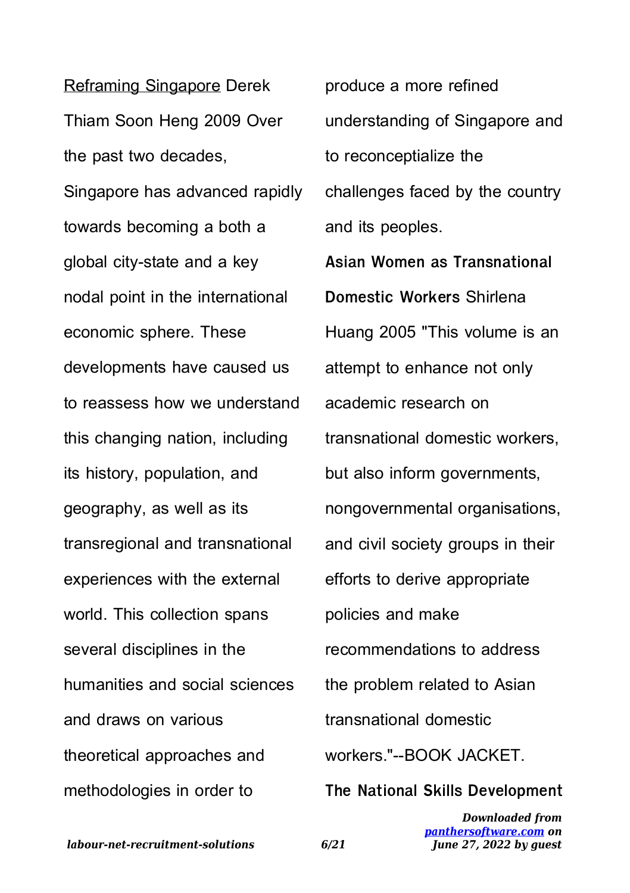Reframing Singapore Derek Thiam Soon Heng 2009 Over the past two decades, Singapore has advanced rapidly towards becoming a both a global city-state and a key nodal point in the international economic sphere. These developments have caused us to reassess how we understand this changing nation, including its history, population, and geography, as well as its transregional and transnational experiences with the external world. This collection spans several disciplines in the humanities and social sciences and draws on various theoretical approaches and methodologies in order to produce a more refined understanding of Singapore and to reconceptialize the challenges faced by the country and its peoples.

**Asian Women as Transnational Domestic Workers** Shirlena Huang 2005 "This volume is an attempt to enhance not only academic research on transnational domestic workers, but also inform governments, nongovernmental organisations, and civil society groups in their efforts to derive appropriate policies and make recommendations to address the problem related to Asian transnational domestic workers."--BOOK JACKET.

**The National Skills Development**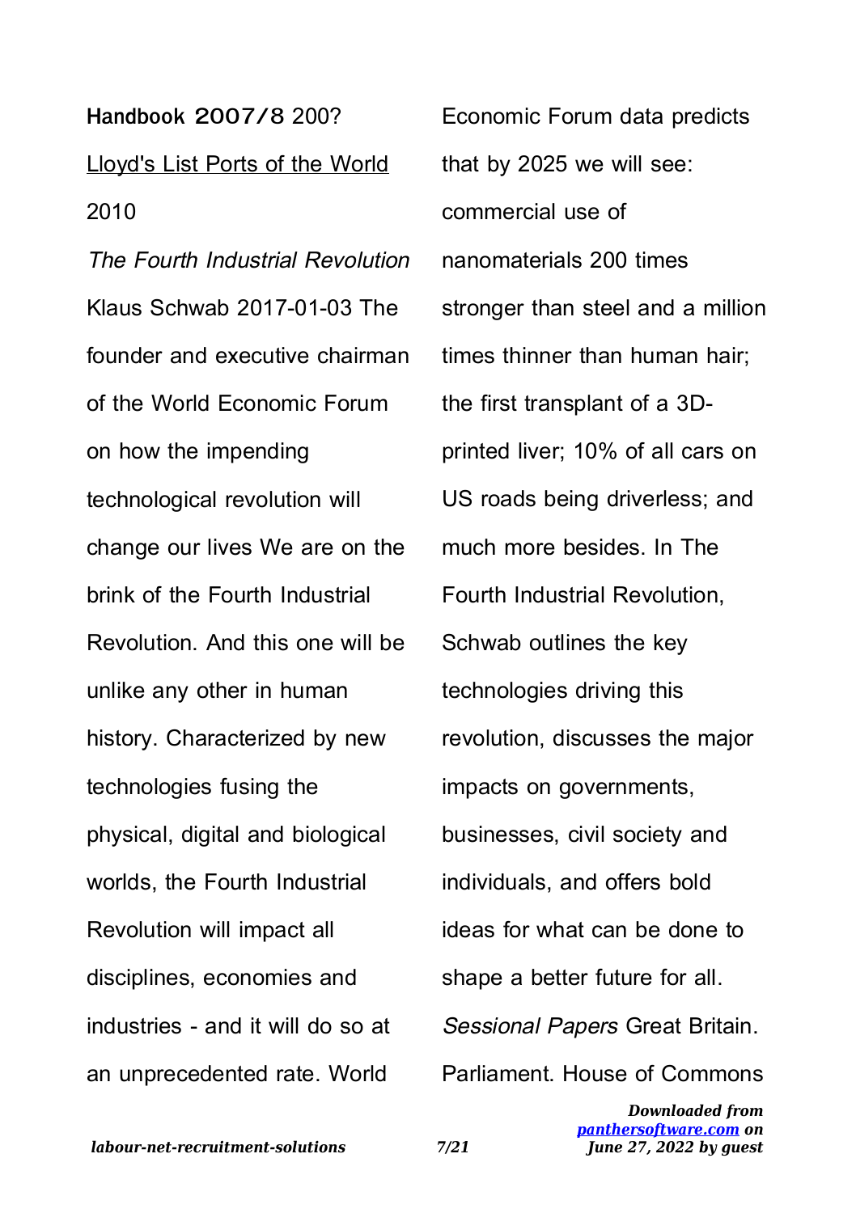**Handbook 2007/8** 200?

Lloyd's List Ports of the World 2010

*The Fourth Industrial Revolution* Klaus Schwab 2017-01-03 The founder and executive chairman of the World Economic Forum on how the impending technological revolution will change our lives We are on the brink of the Fourth Industrial Revolution. And this one will be unlike any other in human history. Characterized by new technologies fusing the physical, digital and biological worlds, the Fourth Industrial Revolution will impact all disciplines, economies and industries - and it will do so at an unprecedented rate. World Economic Forum data predicts that by 2025 we will see: commercial use of nanomaterials 200 times stronger than steel and a million times thinner than human hair; the first transplant of a 3D-printed liver; 10% of all cars on US roads being driverless; and much more besides. In The Fourth Industrial Revolution, Schwab outlines the key technologies driving this revolution, discusses the major impacts on governments, businesses, civil society and individuals, and offers bold ideas for what can be done to shape a better future for all.

*Sessional Papers* Great Britain. Parliament. House of Commons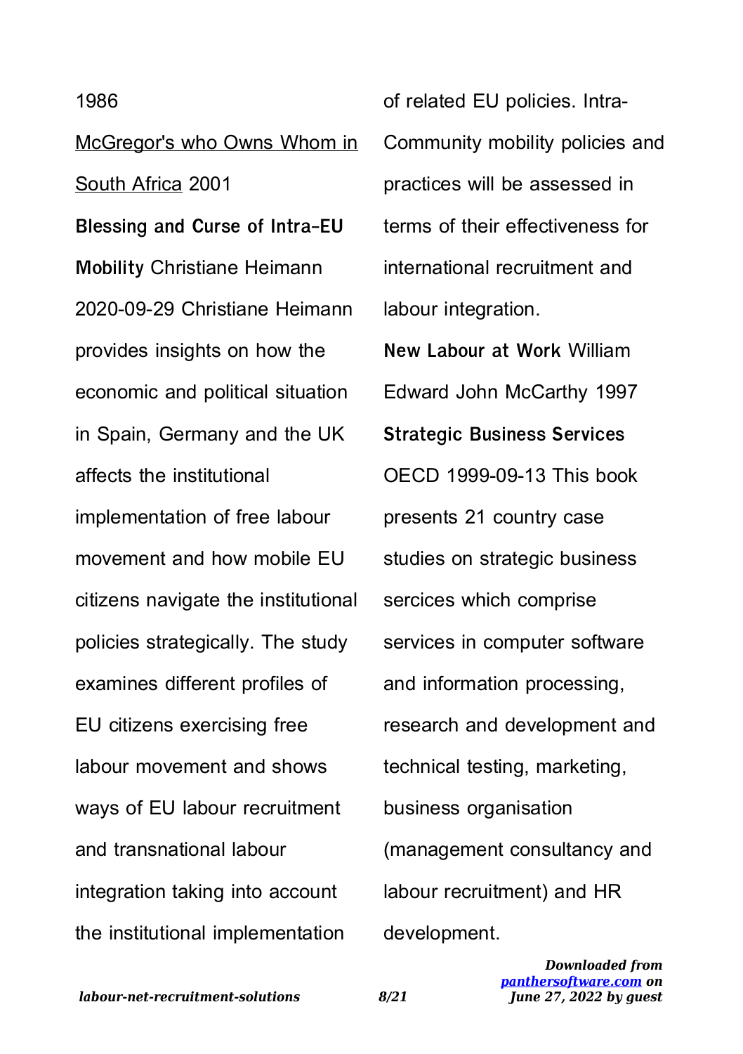1986

McGregor's who Owns Whom in South Africa 2001

**Blessing and Curse of Intra-EU Mobility** Christiane Heimann 2020-09-29 Christiane Heimann provides insights on how the economic and political situation in Spain, Germany and the UK affects the institutional implementation of free labour movement and how mobile EU citizens navigate the institutional policies strategically. The study examines different profiles of EU citizens exercising free labour movement and shows ways of EU labour recruitment and transnational labour integration taking into account the institutional implementation of related EU policies. Intra-Community mobility policies and practices will be assessed in terms of their effectiveness for international recruitment and labour integration.

**New Labour at Work** William Edward John McCarthy 1997

**Strategic Business Services** OECD 1999-09-13 This book presents 21 country case studies on strategic business sercices which comprise services in computer software and information processing, research and development and technical testing, marketing, business organisation (management consultancy and labour recruitment) and HR development.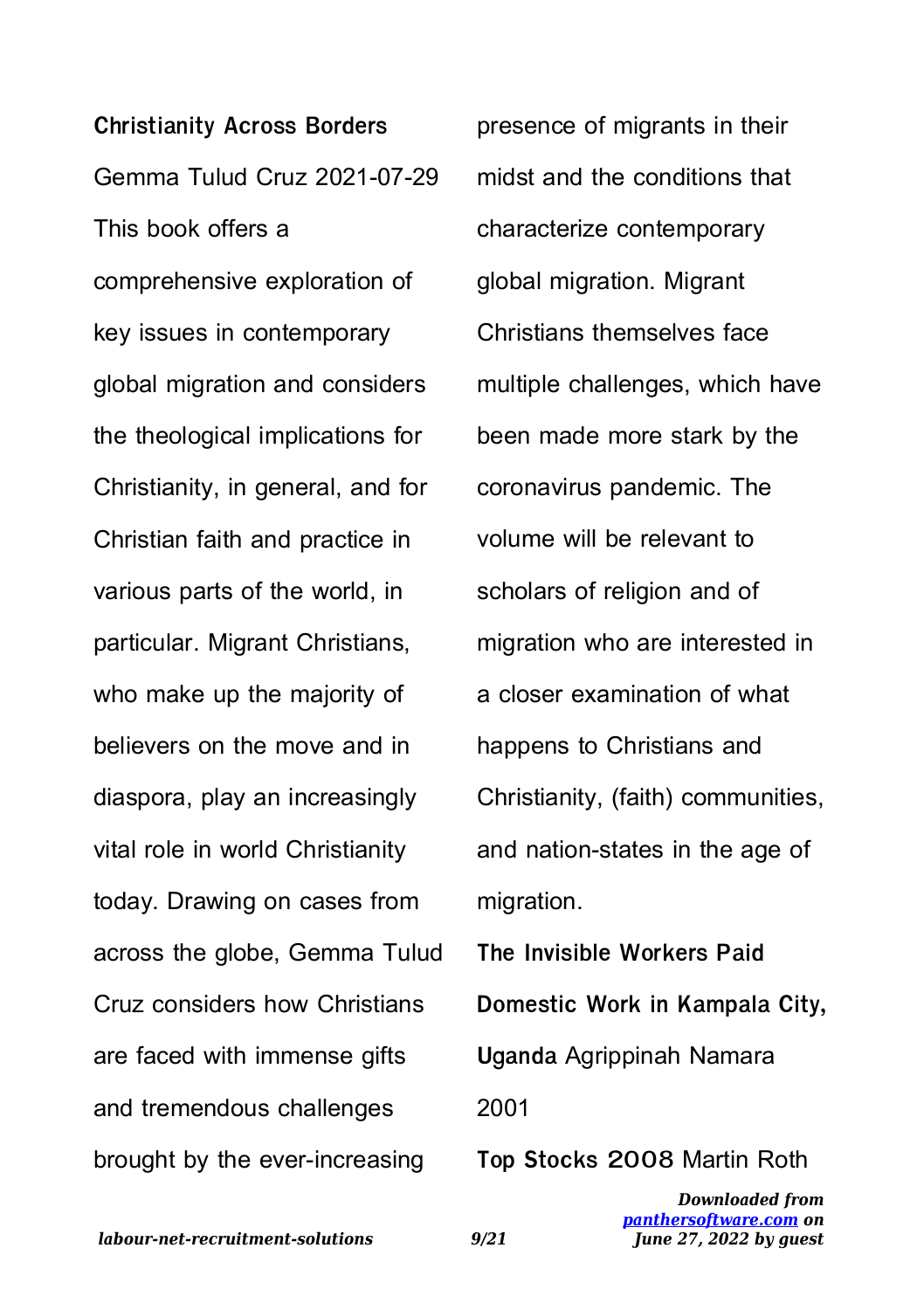**Christianity Across Borders** Gemma Tulud Cruz 2021-07-29 This book offers a comprehensive exploration of key issues in contemporary global migration and considers the theological implications for Christianity, in general, and for Christian faith and practice in various parts of the world, in particular. Migrant Christians, who make up the majority of believers on the move and in diaspora, play an increasingly vital role in world Christianity today. Drawing on cases from across the globe, Gemma Tulud Cruz considers how Christians are faced with immense gifts and tremendous challenges brought by the ever-increasing presence of migrants in their midst and the conditions that characterize contemporary global migration. Migrant Christians themselves face multiple challenges, which have been made more stark by the coronavirus pandemic. The volume will be relevant to scholars of religion and of migration who are interested in a closer examination of what happens to Christians and Christianity, (faith) communities, and nation-states in the age of migration.

**The Invisible Workers Paid Domestic Work in Kampala City, Uganda** Agrippinah Namara 2001

**Top Stocks 2008** Martin Roth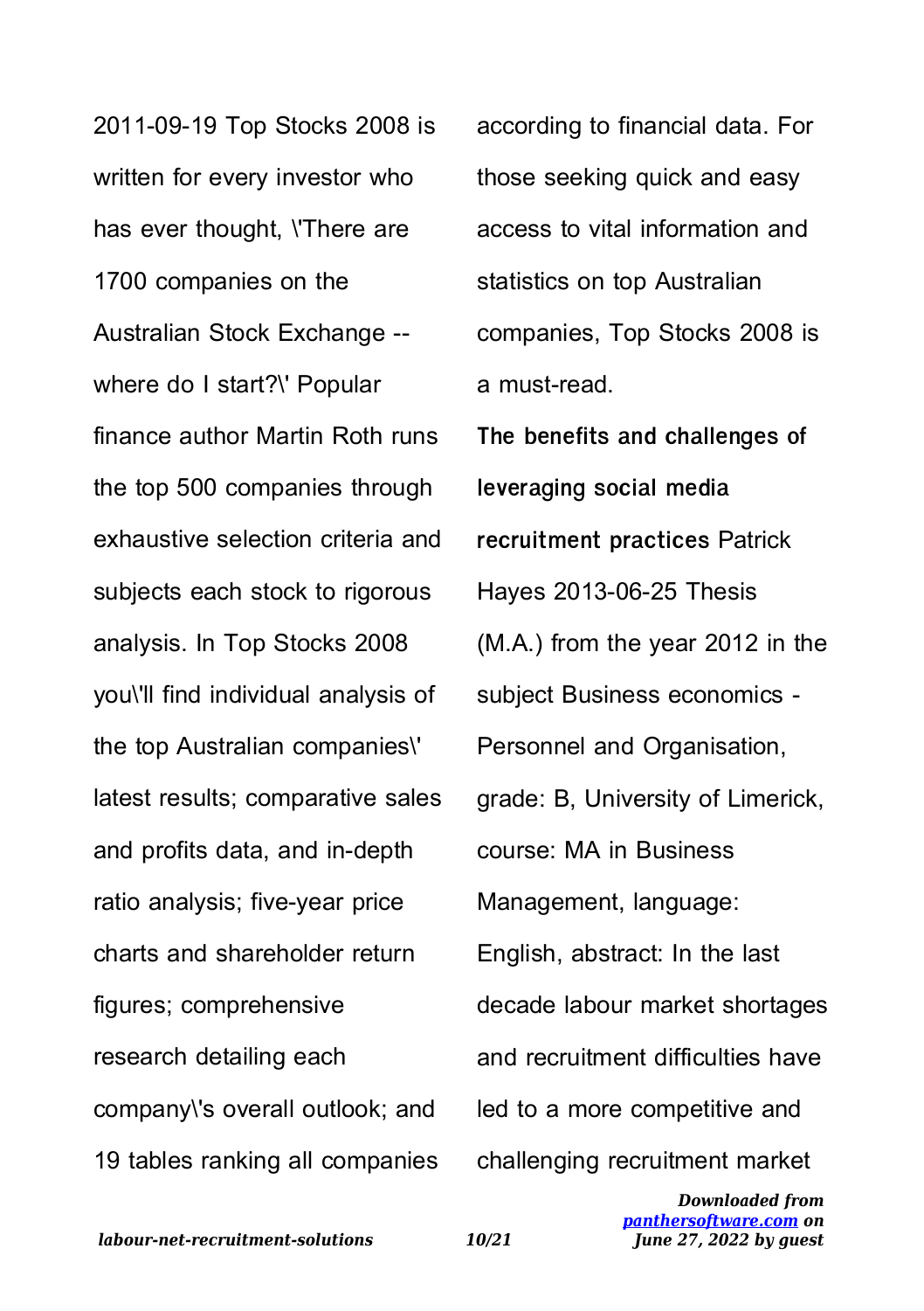2011-09-19 Top Stocks 2008 is written for every investor who has ever thought, \'There are 1700 companies on the Australian Stock Exchange -- where do I start?\' Popular finance author Martin Roth runs the top 500 companies through exhaustive selection criteria and subjects each stock to rigorous analysis. In Top Stocks 2008 you\'ll find individual analysis of the top Australian companies\' latest results; comparative sales and profits data, and in-depth ratio analysis; five-year price charts and shareholder return figures; comprehensive research detailing each company\'s overall outlook; and 19 tables ranking all companies according to financial data. For those seeking quick and easy access to vital information and statistics on top Australian companies, Top Stocks 2008 is a must-read.

**The benefits and challenges of leveraging social media recruitment practices** Patrick Hayes 2013-06-25 Thesis (M.A.) from the year 2012 in the subject Business economics - Personnel and Organisation, grade: B, University of Limerick, course: MA in Business Management, language: English, abstract: In the last decade labour market shortages and recruitment difficulties have led to a more competitive and challenging recruitment market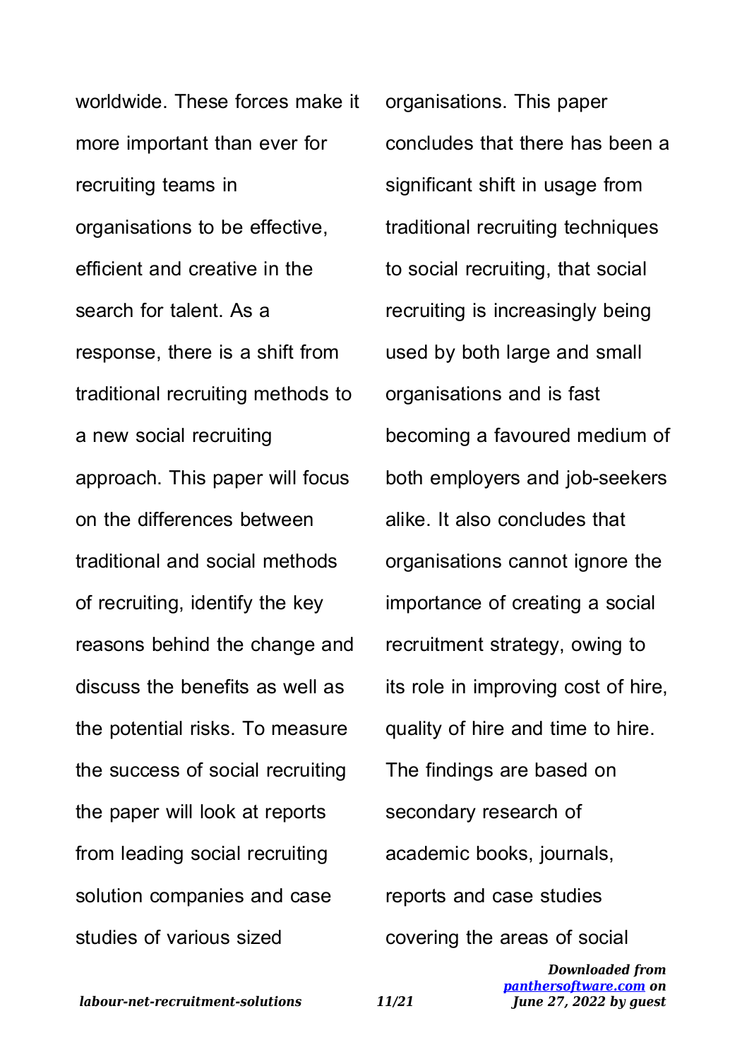worldwide. These forces make it more important than ever for recruiting teams in organisations to be effective, efficient and creative in the search for talent. As a response, there is a shift from traditional recruiting methods to a new social recruiting approach. This paper will focus on the differences between traditional and social methods of recruiting, identify the key reasons behind the change and discuss the benefits as well as the potential risks. To measure the success of social recruiting the paper will look at reports from leading social recruiting solution companies and case studies of various sized organisations. This paper concludes that there has been a significant shift in usage from traditional recruiting techniques to social recruiting, that social recruiting is increasingly being used by both large and small organisations and is fast becoming a favoured medium of both employers and job-seekers alike. It also concludes that organisations cannot ignore the importance of creating a social recruitment strategy, owing to its role in improving cost of hire, quality of hire and time to hire. The findings are based on secondary research of academic books, journals, reports and case studies covering the areas of social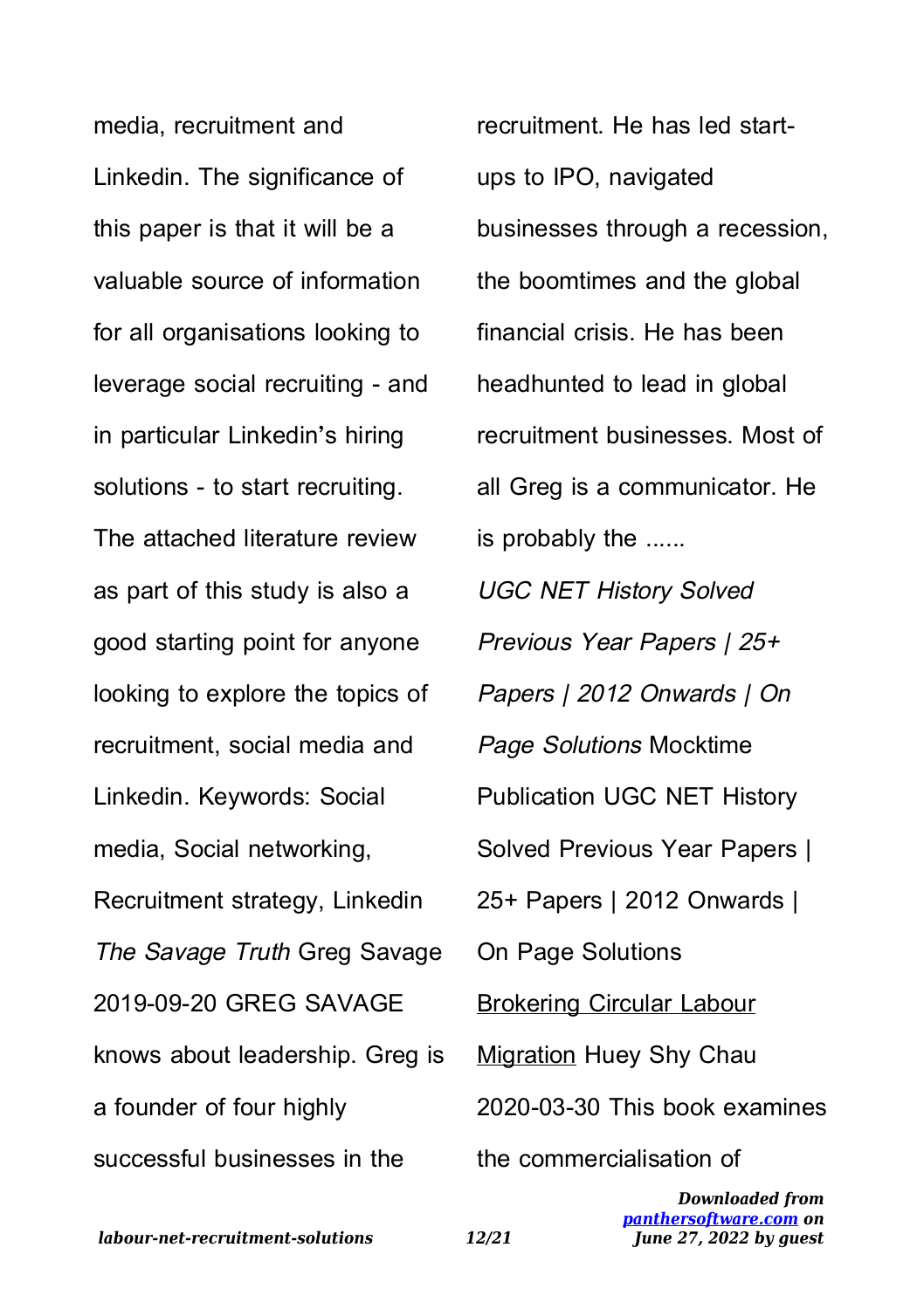media, recruitment and Linkedin. The significance of this paper is that it will be a valuable source of information for all organisations looking to leverage social recruiting - and in particular Linkedin's hiring solutions - to start recruiting. The attached literature review as part of this study is also a good starting point for anyone looking to explore the topics of recruitment, social media and Linkedin. Keywords: Social media, Social networking, Recruitment strategy, Linkedin

*The Savage Truth* Greg Savage 2019-09-20 GREG SAVAGE knows about leadership. Greg is a founder of four highly successful businesses in the recruitment. He has led start-ups to IPO, navigated businesses through a recession, the boomtimes and the global financial crisis. He has been headhunted to lead in global recruitment businesses. Most of all Greg is a communicator. He is probably the ......

*UGC NET History Solved Previous Year Papers | 25+ Papers | 2012 Onwards | On Page Solutions* Mocktime Publication UGC NET History Solved Previous Year Papers | 25+ Papers | 2012 Onwards | On Page Solutions

Brokering Circular Labour Migration Huey Shy Chau 2020-03-30 This book examines the commercialisation of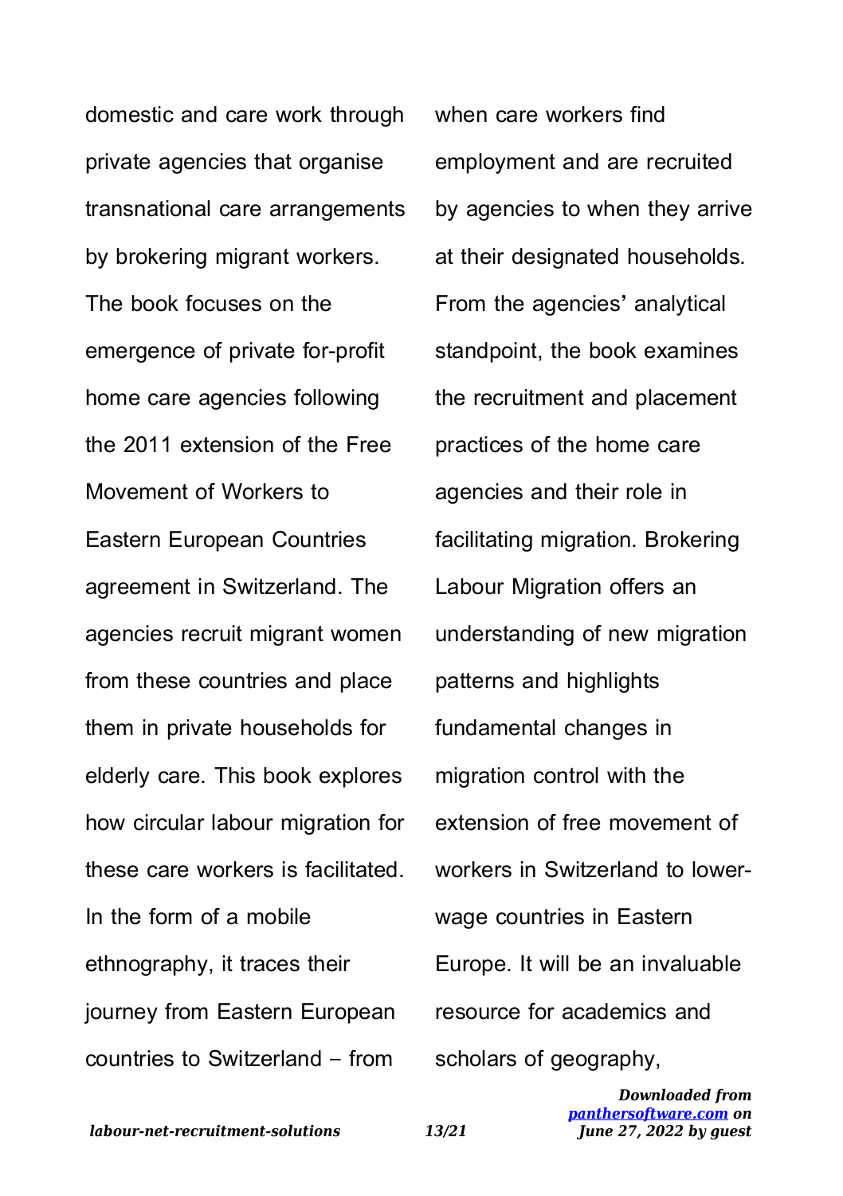domestic and care work through private agencies that organise transnational care arrangements by brokering migrant workers. The book focuses on the emergence of private for-profit home care agencies following the 2011 extension of the Free Movement of Workers to Eastern European Countries agreement in Switzerland. The agencies recruit migrant women from these countries and place them in private households for elderly care. This book explores how circular labour migration for these care workers is facilitated. In the form of a mobile ethnography, it traces their journey from Eastern European countries to Switzerland – from when care workers find employment and are recruited by agencies to when they arrive at their designated households. From the agencies' analytical standpoint, the book examines the recruitment and placement practices of the home care agencies and their role in facilitating migration. Brokering Labour Migration offers an understanding of new migration patterns and highlights fundamental changes in migration control with the extension of free movement of workers in Switzerland to lower-wage countries in Eastern Europe. It will be an invaluable resource for academics and scholars of geography,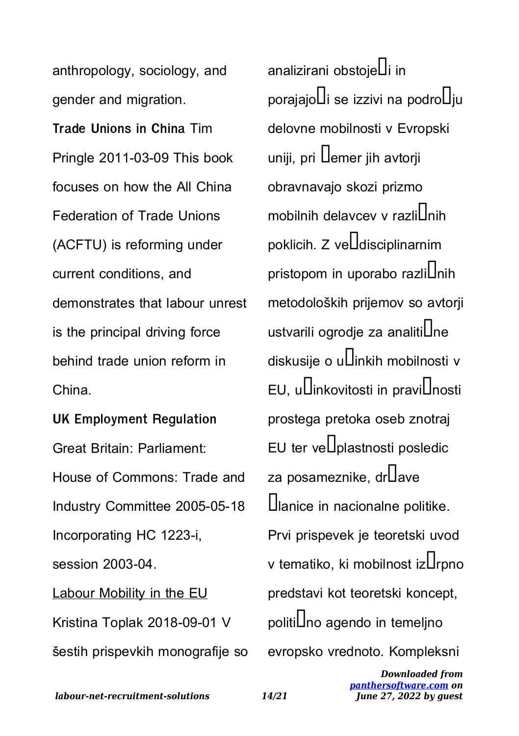anthropology, sociology, and gender and migration.

**Trade Unions in China** Tim Pringle 2011-03-09 This book focuses on how the All China Federation of Trade Unions (ACFTU) is reforming under current conditions, and demonstrates that labour unrest is the principal driving force behind trade union reform in China.

**UK Employment Regulation** Great Britain: Parliament: House of Commons: Trade and Industry Committee 2005-05-18 Incorporating HC 1223-i, session 2003-04.

Labour Mobility in the EU Kristina Toplak 2018-09-01 V šestih prispevkih monografije so analizirani obstoječi in porajajoči se izzivi na področju delovne mobilnosti v Evropski uniji, pri čemer jih avtorji obravnavajo skozi prizmo mobilnih delavcev v različnih poklicih. Z večdisciplinarnim pristopom in uporabo različnih metodoloških prijemov so avtorji ustvarili ogrodje za analitične diskusije o učinkih mobilnosti v EU, učinkovitosti in pravičnosti prostega pretoka oseb znotraj EU ter večplastnosti posledic za posameznike, države članice in nacionalne politike. Prvi prispevek je teoretski uvod v tematiko, ki mobilnost izčrpno predstavi kot teoretski koncept, politično agendo in temeljno evropsko vrednoto. Kompleksni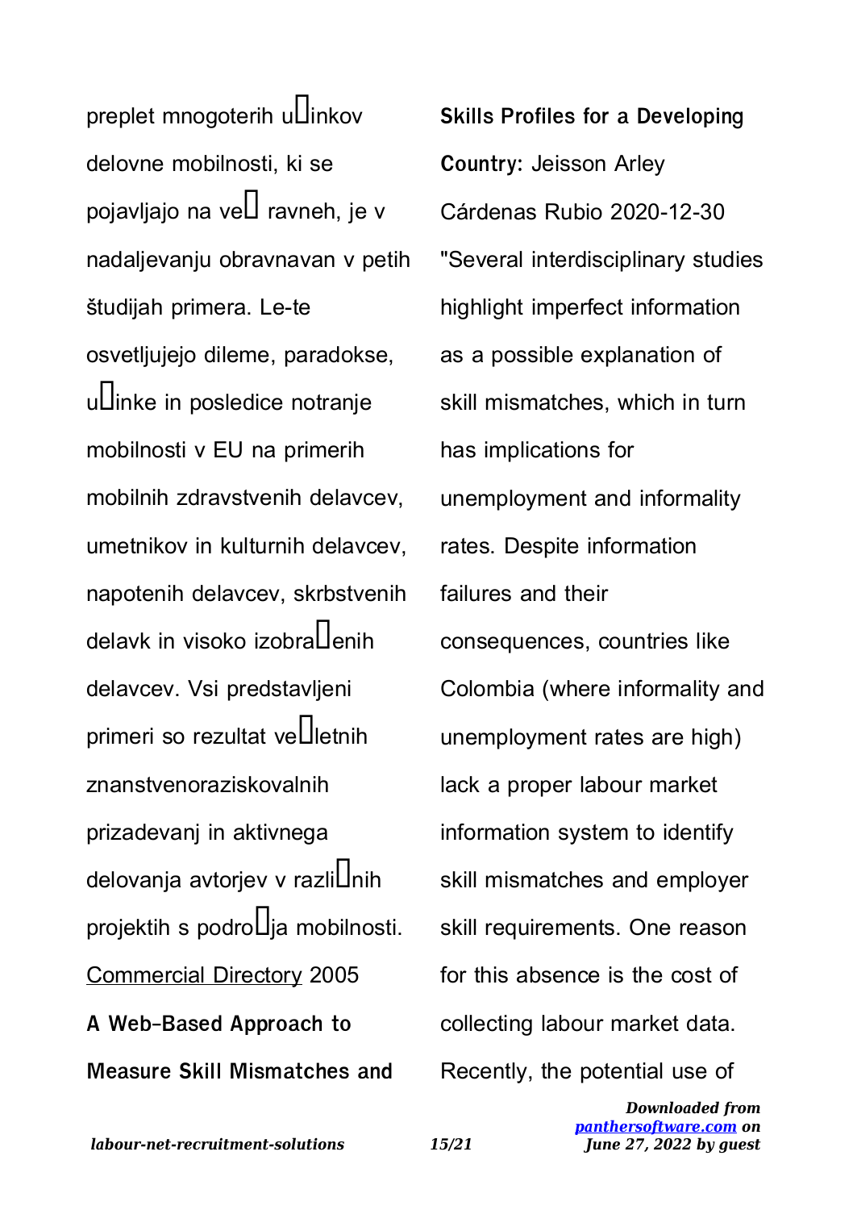preplet mnogoterih u□inkov delovne mobilnosti, ki se pojavljajo na ve□ ravneh, je v nadaljevanju obravnavan v petih študijah primera. Le-te osvetljujejo dileme, paradokse, u□inke in posledice notranje mobilnosti v EU na primerih mobilnih zdravstvenih delavcev, umetnikov in kulturnih delavcev, napotenih delavcev, skrbstvenih delavk in visoko izobra□enih delavcev. Vsi predstavljeni primeri so rezultat ve□letnih znanstvenoraziskovalnih prizadevanj in aktivnega delovanja avtorjev v razli□nih projektih s podro□ja mobilnosti.

Commercial Directory 2005

**A Web-Based Approach to Measure Skill Mismatches and Skills Profiles for a Developing Country:** Jeisson Arley Cárdenas Rubio 2020-12-30 "Several interdisciplinary studies highlight imperfect information as a possible explanation of skill mismatches, which in turn has implications for unemployment and informality rates. Despite information failures and their consequences, countries like Colombia (where informality and unemployment rates are high) lack a proper labour market information system to identify skill mismatches and employer skill requirements. One reason for this absence is the cost of collecting labour market data. Recently, the potential use of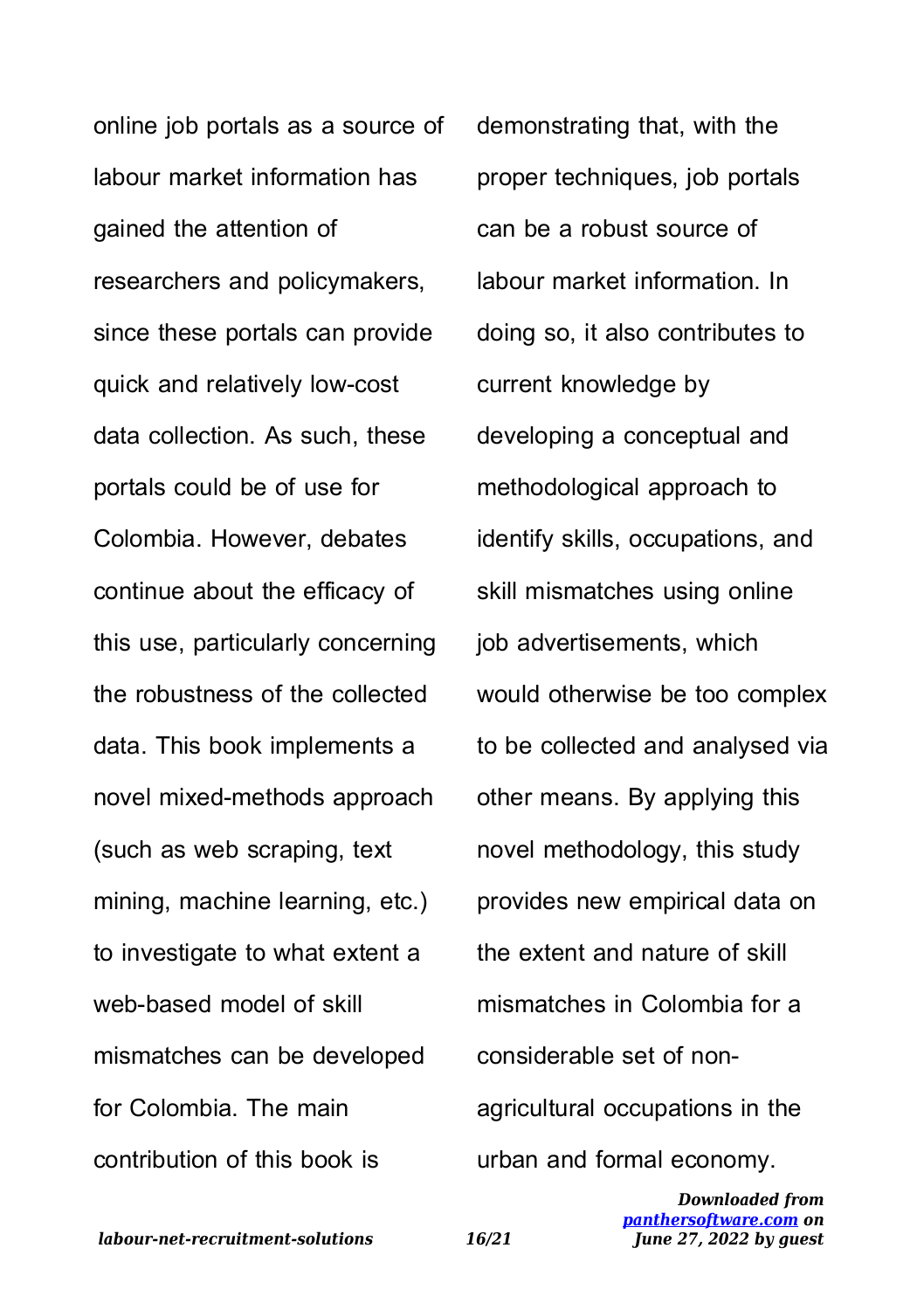online job portals as a source of labour market information has gained the attention of researchers and policymakers, since these portals can provide quick and relatively low-cost data collection. As such, these portals could be of use for Colombia. However, debates continue about the efficacy of this use, particularly concerning the robustness of the collected data. This book implements a novel mixed-methods approach (such as web scraping, text mining, machine learning, etc.) to investigate to what extent a web-based model of skill mismatches can be developed for Colombia. The main contribution of this book is demonstrating that, with the proper techniques, job portals can be a robust source of labour market information. In doing so, it also contributes to current knowledge by developing a conceptual and methodological approach to identify skills, occupations, and skill mismatches using online job advertisements, which would otherwise be too complex to be collected and analysed via other means. By applying this novel methodology, this study provides new empirical data on the extent and nature of skill mismatches in Colombia for a considerable set of non-agricultural occupations in the urban and formal economy.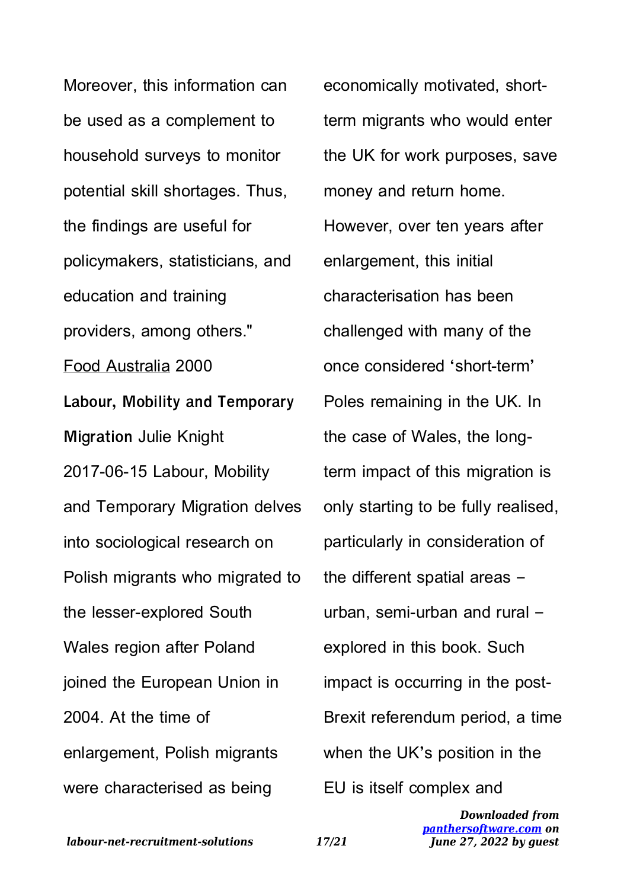Moreover, this information can be used as a complement to household surveys to monitor potential skill shortages. Thus, the findings are useful for policymakers, statisticians, and education and training providers, among others."

Food Australia 2000

**Labour, Mobility and Temporary Migration** Julie Knight 2017-06-15 Labour, Mobility and Temporary Migration delves into sociological research on Polish migrants who migrated to the lesser-explored South Wales region after Poland joined the European Union in 2004. At the time of enlargement, Polish migrants were characterised as being economically motivated, short-term migrants who would enter the UK for work purposes, save money and return home. However, over ten years after enlargement, this initial characterisation has been challenged with many of the once considered 'short-term' Poles remaining in the UK. In the case of Wales, the long-term impact of this migration is only starting to be fully realised, particularly in consideration of the different spatial areas – urban, semi-urban and rural – explored in this book. Such impact is occurring in the post-Brexit referendum period, a time when the UK's position in the EU is itself complex and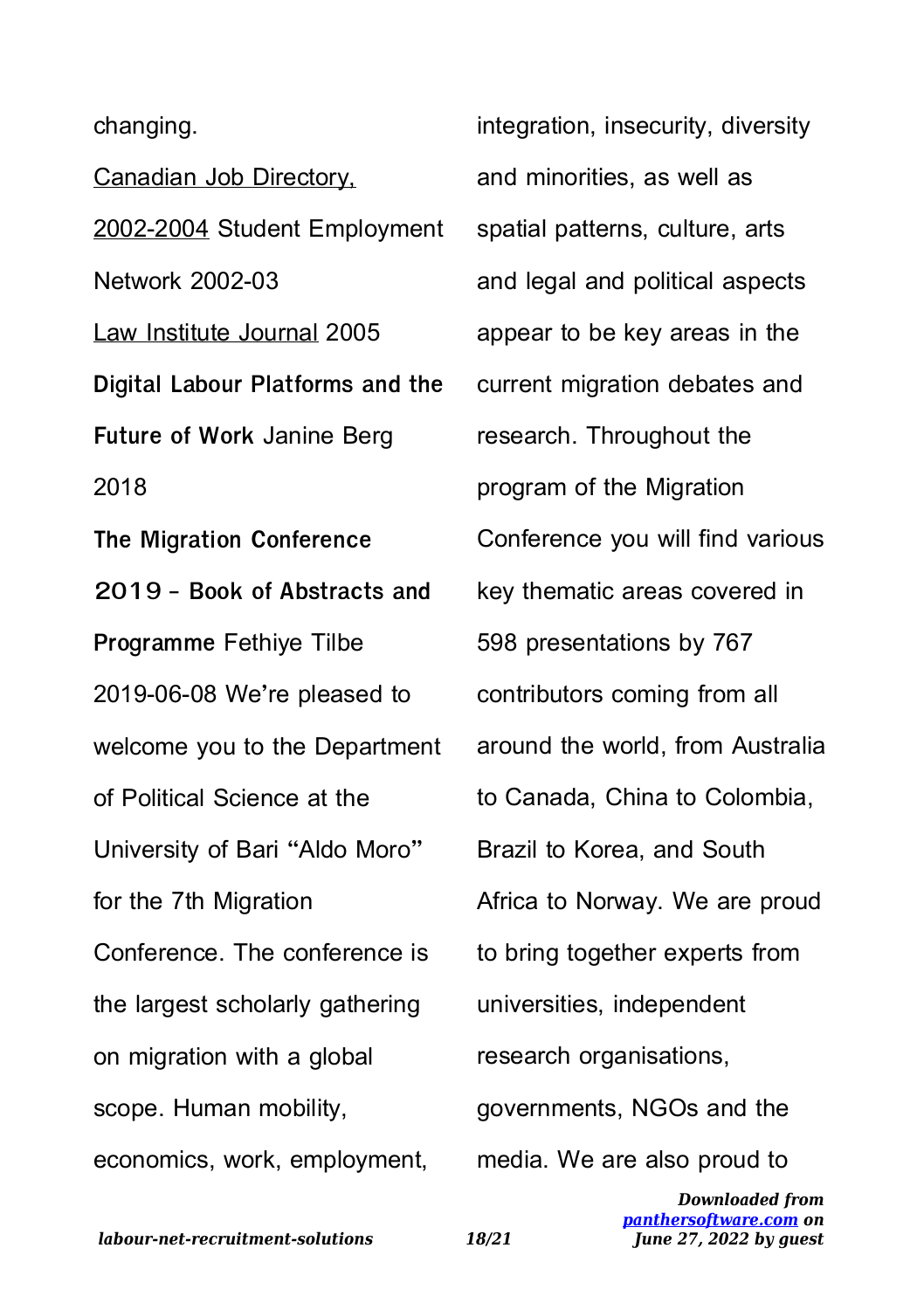changing.

Canadian Job Directory, 2002-2004 Student Employment Network 2002-03

Law Institute Journal 2005

**Digital Labour Platforms and the Future of Work** Janine Berg 2018

**The Migration Conference 2019 - Book of Abstracts and Programme** Fethiye Tilbe 2019-06-08 We're pleased to welcome you to the Department of Political Science at the University of Bari "Aldo Moro" for the 7th Migration Conference. The conference is the largest scholarly gathering on migration with a global scope. Human mobility, economics, work, employment, integration, insecurity, diversity and minorities, as well as spatial patterns, culture, arts and legal and political aspects appear to be key areas in the current migration debates and research. Throughout the program of the Migration Conference you will find various key thematic areas covered in 598 presentations by 767 contributors coming from all around the world, from Australia to Canada, China to Colombia, Brazil to Korea, and South Africa to Norway. We are proud to bring together experts from universities, independent research organisations, governments, NGOs and the media. We are also proud to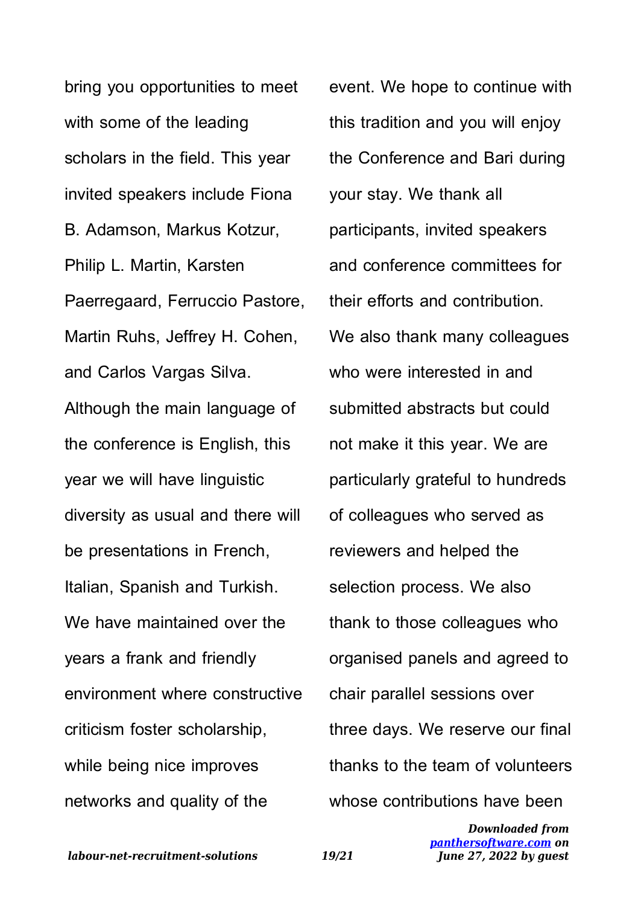bring you opportunities to meet with some of the leading scholars in the field. This year invited speakers include Fiona B. Adamson, Markus Kotzur, Philip L. Martin, Karsten Paerregaard, Ferruccio Pastore, Martin Ruhs, Jeffrey H. Cohen, and Carlos Vargas Silva. Although the main language of the conference is English, this year we will have linguistic diversity as usual and there will be presentations in French, Italian, Spanish and Turkish. We have maintained over the years a frank and friendly environment where constructive criticism foster scholarship, while being nice improves networks and quality of the event. We hope to continue with this tradition and you will enjoy the Conference and Bari during your stay. We thank all participants, invited speakers and conference committees for their efforts and contribution. We also thank many colleagues who were interested in and submitted abstracts but could not make it this year. We are particularly grateful to hundreds of colleagues who served as reviewers and helped the selection process. We also thank to those colleagues who organised panels and agreed to chair parallel sessions over three days. We reserve our final thanks to the team of volunteers whose contributions have been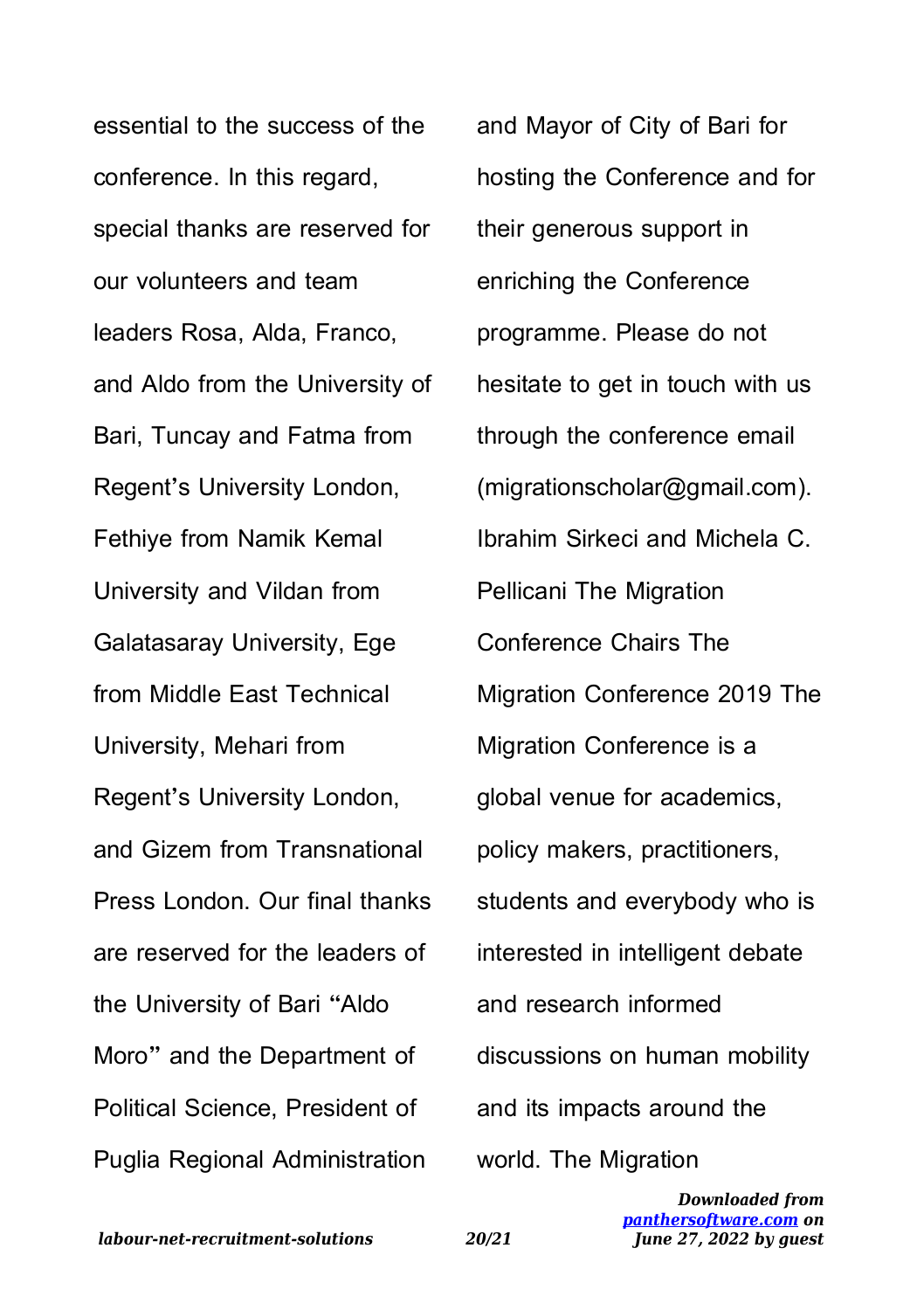essential to the success of the conference. In this regard, special thanks are reserved for our volunteers and team leaders Rosa, Alda, Franco, and Aldo from the University of Bari, Tuncay and Fatma from Regent's University London, Fethiye from Namik Kemal University and Vildan from Galatasaray University, Ege from Middle East Technical University, Mehari from Regent's University London, and Gizem from Transnational Press London. Our final thanks are reserved for the leaders of the University of Bari "Aldo Moro" and the Department of Political Science, President of Puglia Regional Administration and Mayor of City of Bari for hosting the Conference and for their generous support in enriching the Conference programme. Please do not hesitate to get in touch with us through the conference email (migrationscholar@gmail.com). Ibrahim Sirkeci and Michela C. Pellicani The Migration Conference Chairs The Migration Conference 2019 The Migration Conference is a global venue for academics, policy makers, practitioners, students and everybody who is interested in intelligent debate and research informed discussions on human mobility and its impacts around the world. The Migration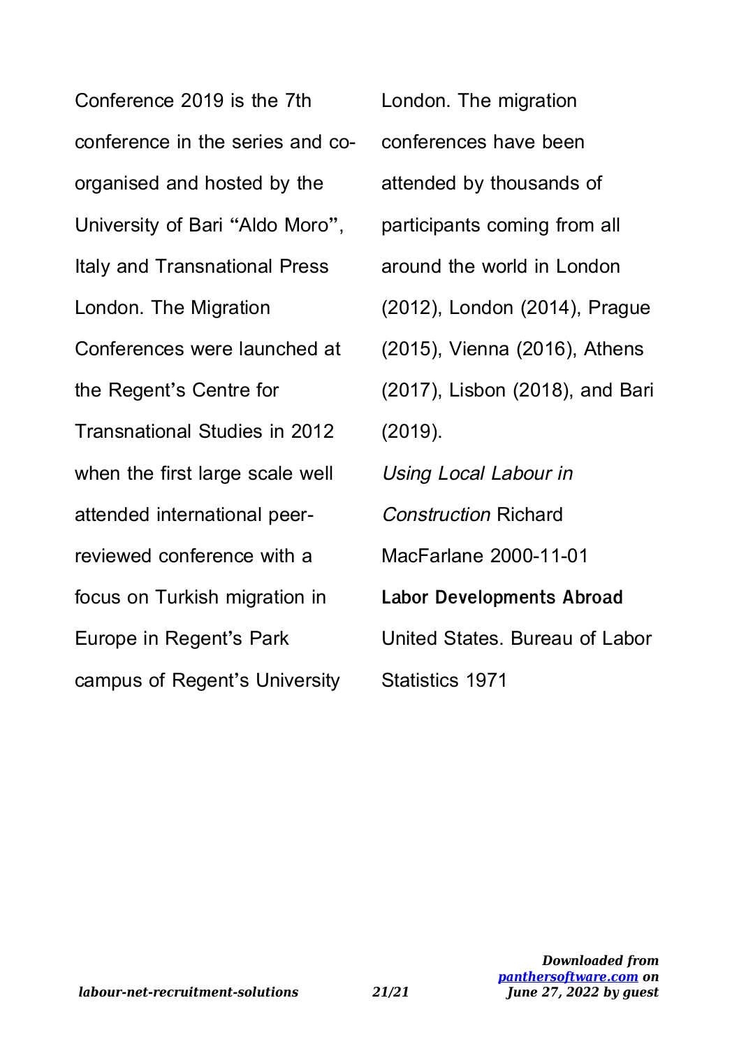Conference 2019 is the 7th conference in the series and co-organised and hosted by the University of Bari "Aldo Moro", Italy and Transnational Press London. The Migration Conferences were launched at the Regent's Centre for Transnational Studies in 2012 when the first large scale well attended international peer-reviewed conference with a focus on Turkish migration in Europe in Regent's Park campus of Regent's University London. The migration conferences have been attended by thousands of participants coming from all around the world in London (2012), London (2014), Prague (2015), Vienna (2016), Athens (2017), Lisbon (2018), and Bari (2019).

*Using Local Labour in Construction* Richard MacFarlane 2000-11-01

**Labor Developments Abroad** United States. Bureau of Labor Statistics 1971